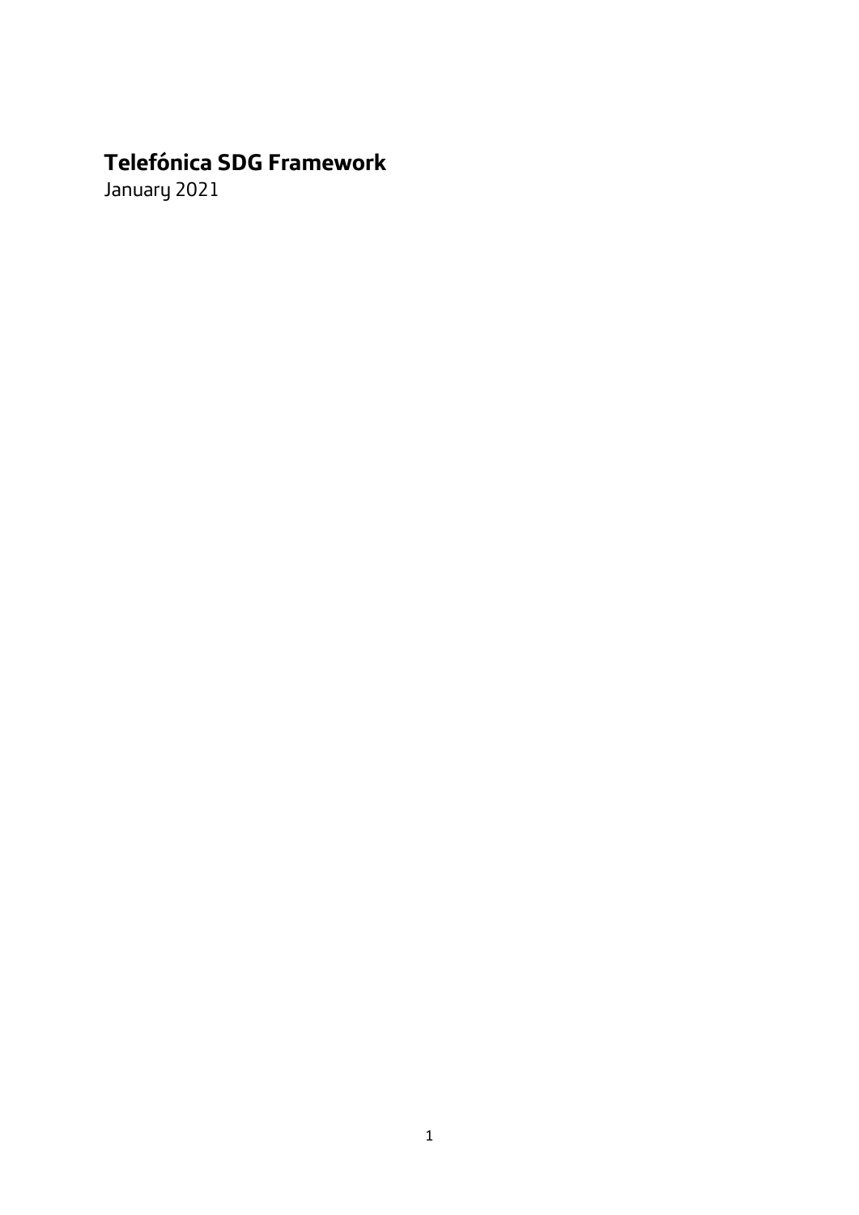# Telefónica SDG Framework

January 2021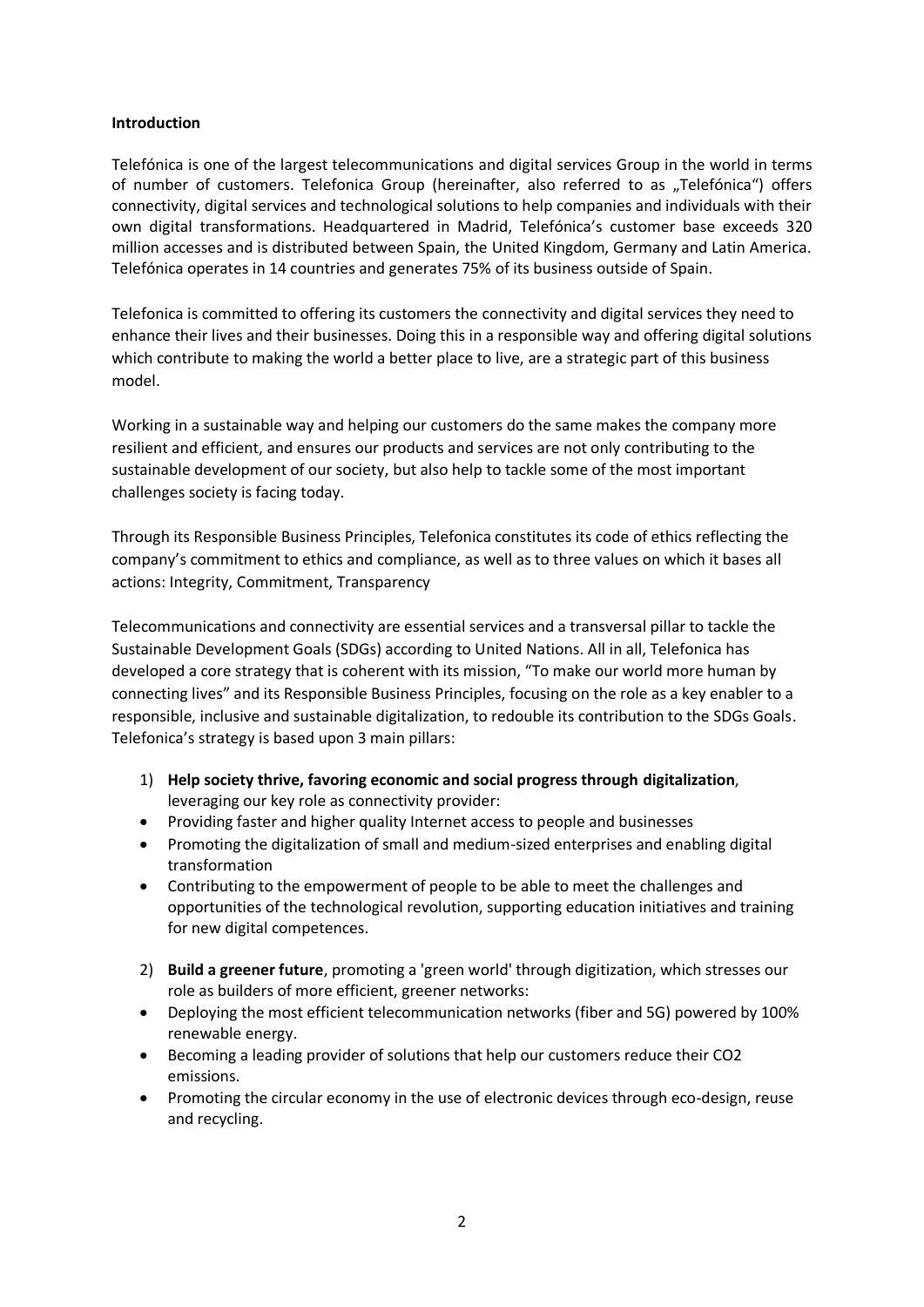**Introduction**

Telefónica is one of the largest telecommunications and digital services Group in the world in terms of number of customers. Telefonica Group (hereinafter, also referred to as „Telefónica") offers connectivity, digital services and technological solutions to help companies and individuals with their own digital transformations. Headquartered in Madrid, Telefónica's customer base exceeds 320 million accesses and is distributed between Spain, the United Kingdom, Germany and Latin America. Telefónica operates in 14 countries and generates 75% of its business outside of Spain.

Telefonica is committed to offering its customers the connectivity and digital services they need to enhance their lives and their businesses. Doing this in a responsible way and offering digital solutions which contribute to making the world a better place to live, are a strategic part of this business model.

Working in a sustainable way and helping our customers do the same makes the company more resilient and efficient, and ensures our products and services are not only contributing to the sustainable development of our society, but also help to tackle some of the most important challenges society is facing today.

Through its Responsible Business Principles, Telefonica constitutes its code of ethics reflecting the company's commitment to ethics and compliance, as well as to three values on which it bases all actions: Integrity, Commitment, Transparency

Telecommunications and connectivity are essential services and a transversal pillar to tackle the Sustainable Development Goals (SDGs) according to United Nations. All in all, Telefonica has developed a core strategy that is coherent with its mission, "To make our world more human by connecting lives" and its Responsible Business Principles, focusing on the role as a key enabler to a responsible, inclusive and sustainable digitalization, to redouble its contribution to the SDGs Goals. Telefonica's strategy is based upon 3 main pillars:

1) **Help society thrive, favoring economic and social progress through digitalization**, leveraging our key role as connectivity provider:

- Providing faster and higher quality Internet access to people and businesses
- Promoting the digitalization of small and medium-sized enterprises and enabling digital transformation
- Contributing to the empowerment of people to be able to meet the challenges and opportunities of the technological revolution, supporting education initiatives and training for new digital competences.

2) **Build a greener future**, promoting a 'green world' through digitization, which stresses our role as builders of more efficient, greener networks:

- Deploying the most efficient telecommunication networks (fiber and 5G) powered by 100% renewable energy.
- Becoming a leading provider of solutions that help our customers reduce their CO2 emissions.
- Promoting the circular economy in the use of electronic devices through eco-design, reuse and recycling.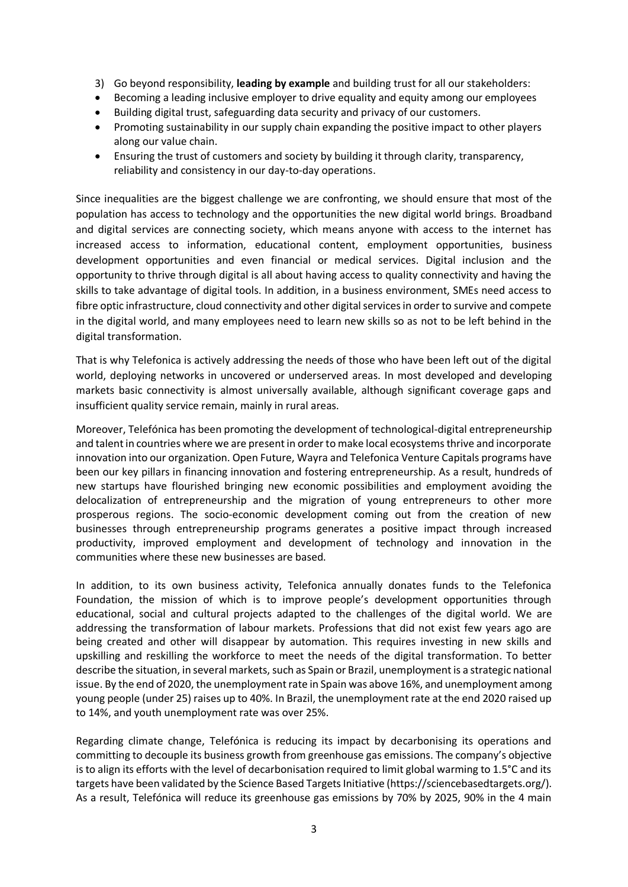3) Go beyond responsibility, **leading by example** and building trust for all our stakeholders:

- Becoming a leading inclusive employer to drive equality and equity among our employees
- Building digital trust, safeguarding data security and privacy of our customers.
- Promoting sustainability in our supply chain expanding the positive impact to other players along our value chain.
- Ensuring the trust of customers and society by building it through clarity, transparency, reliability and consistency in our day-to-day operations.

Since inequalities are the biggest challenge we are confronting, we should ensure that most of the population has access to technology and the opportunities the new digital world brings. Broadband and digital services are connecting society, which means anyone with access to the internet has increased access to information, educational content, employment opportunities, business development opportunities and even financial or medical services. Digital inclusion and the opportunity to thrive through digital is all about having access to quality connectivity and having the skills to take advantage of digital tools. In addition, in a business environment, SMEs need access to fibre optic infrastructure, cloud connectivity and other digital services in order to survive and compete in the digital world, and many employees need to learn new skills so as not to be left behind in the digital transformation.

That is why Telefonica is actively addressing the needs of those who have been left out of the digital world, deploying networks in uncovered or underserved areas. In most developed and developing markets basic connectivity is almost universally available, although significant coverage gaps and insufficient quality service remain, mainly in rural areas.

Moreover, Telefónica has been promoting the development of technological-digital entrepreneurship and talent in countries where we are present in order to make local ecosystems thrive and incorporate innovation into our organization. Open Future, Wayra and Telefonica Venture Capitals programs have been our key pillars in financing innovation and fostering entrepreneurship. As a result, hundreds of new startups have flourished bringing new economic possibilities and employment avoiding the delocalization of entrepreneurship and the migration of young entrepreneurs to other more prosperous regions. The socio-economic development coming out from the creation of new businesses through entrepreneurship programs generates a positive impact through increased productivity, improved employment and development of technology and innovation in the communities where these new businesses are based.

In addition, to its own business activity, Telefonica annually donates funds to the Telefonica Foundation, the mission of which is to improve people's development opportunities through educational, social and cultural projects adapted to the challenges of the digital world. We are addressing the transformation of labour markets. Professions that did not exist few years ago are being created and other will disappear by automation. This requires investing in new skills and upskilling and reskilling the workforce to meet the needs of the digital transformation. To better describe the situation, in several markets, such as Spain or Brazil, unemployment is a strategic national issue. By the end of 2020, the unemployment rate in Spain was above 16%, and unemployment among young people (under 25) raises up to 40%. In Brazil, the unemployment rate at the end 2020 raised up to 14%, and youth unemployment rate was over 25%.

Regarding climate change, Telefónica is reducing its impact by decarbonising its operations and committing to decouple its business growth from greenhouse gas emissions. The company's objective is to align its efforts with the level of decarbonisation required to limit global warming to 1.5°C and its targets have been validated by the Science Based Targets Initiative (https://sciencebasedtargets.org/). As a result, Telefónica will reduce its greenhouse gas emissions by 70% by 2025, 90% in the 4 main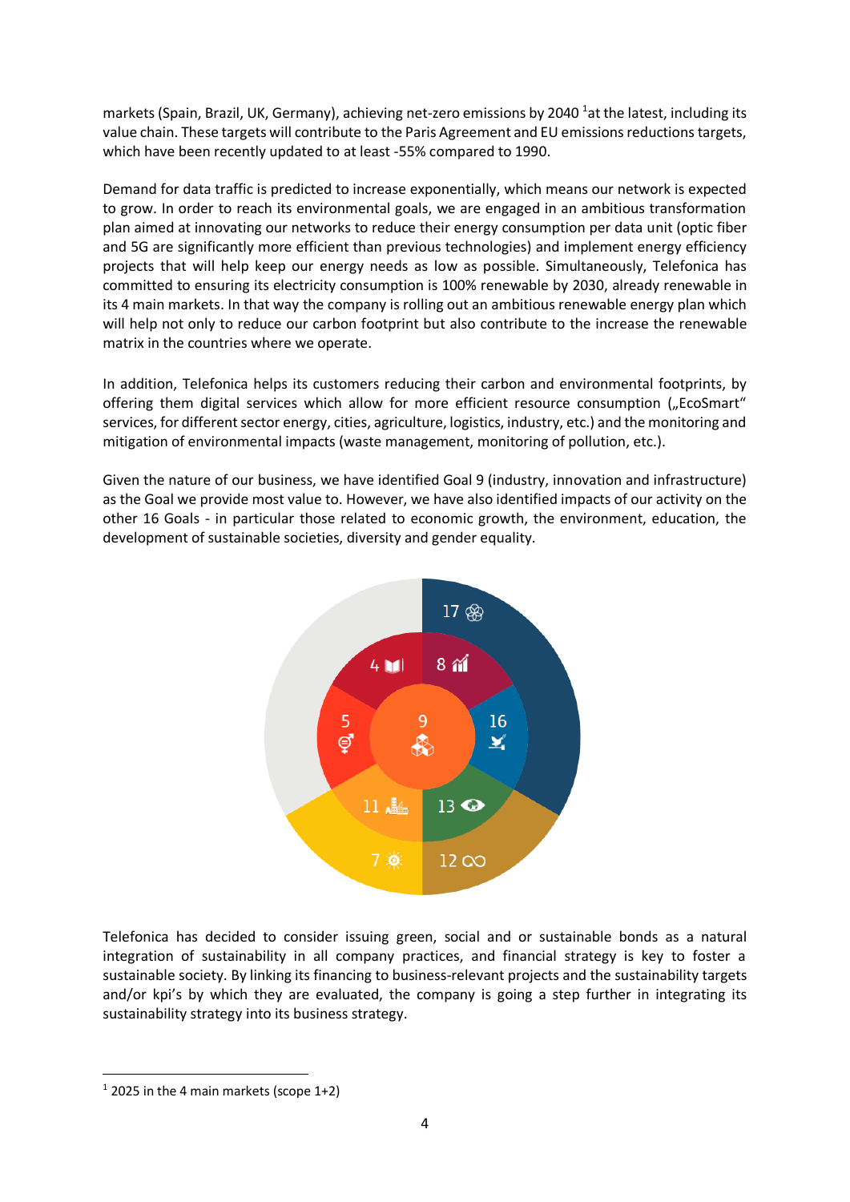markets (Spain, Brazil, UK, Germany), achieving net-zero emissions by 2040 [1]at the latest, including its value chain. These targets will contribute to the Paris Agreement and EU emissions reductions targets, which have been recently updated to at least -55% compared to 1990.

Demand for data traffic is predicted to increase exponentially, which means our network is expected to grow. In order to reach its environmental goals, we are engaged in an ambitious transformation plan aimed at innovating our networks to reduce their energy consumption per data unit (optic fiber and 5G are significantly more efficient than previous technologies) and implement energy efficiency projects that will help keep our energy needs as low as possible. Simultaneously, Telefonica has committed to ensuring its electricity consumption is 100% renewable by 2030, already renewable in its 4 main markets. In that way the company is rolling out an ambitious renewable energy plan which will help not only to reduce our carbon footprint but also contribute to the increase the renewable matrix in the countries where we operate.

In addition, Telefonica helps its customers reducing their carbon and environmental footprints, by offering them digital services which allow for more efficient resource consumption („EcoSmart" services, for different sector energy, cities, agriculture, logistics, industry, etc.) and the monitoring and mitigation of environmental impacts (waste management, monitoring of pollution, etc.).

Given the nature of our business, we have identified Goal 9 (industry, innovation and infrastructure) as the Goal we provide most value to. However, we have also identified impacts of our activity on the other 16 Goals - in particular those related to economic growth, the environment, education, the development of sustainable societies, diversity and gender equality.

Telefonica has decided to consider issuing green, social and or sustainable bonds as a natural integration of sustainability in all company practices, and financial strategy is key to foster a sustainable society. By linking its financing to business-relevant projects and the sustainability targets and/or kpi's by which they are evaluated, the company is going a step further in integrating its sustainability strategy into its business strategy.

[1] 2025 in the 4 main markets (scope 1+2)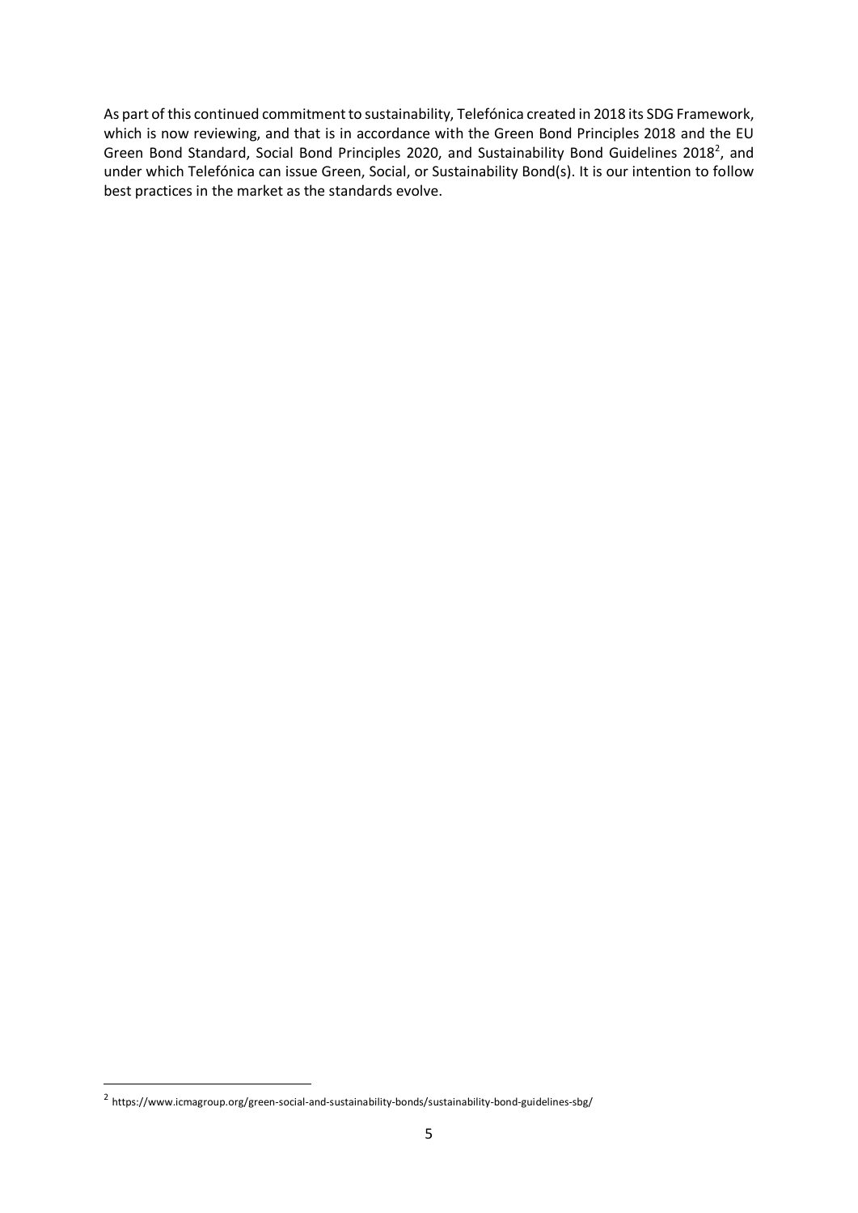As part of this continued commitment to sustainability, Telefónica created in 2018 its SDG Framework, which is now reviewing, and that is in accordance with the Green Bond Principles 2018 and the EU Green Bond Standard, Social Bond Principles 2020, and Sustainability Bond Guidelines 2018[2], and under which Telefónica can issue Green, Social, or Sustainability Bond(s). It is our intention to follow best practices in the market as the standards evolve.

---

[2] https://www.icmagroup.org/green-social-and-sustainability-bonds/sustainability-bond-guidelines-sbg/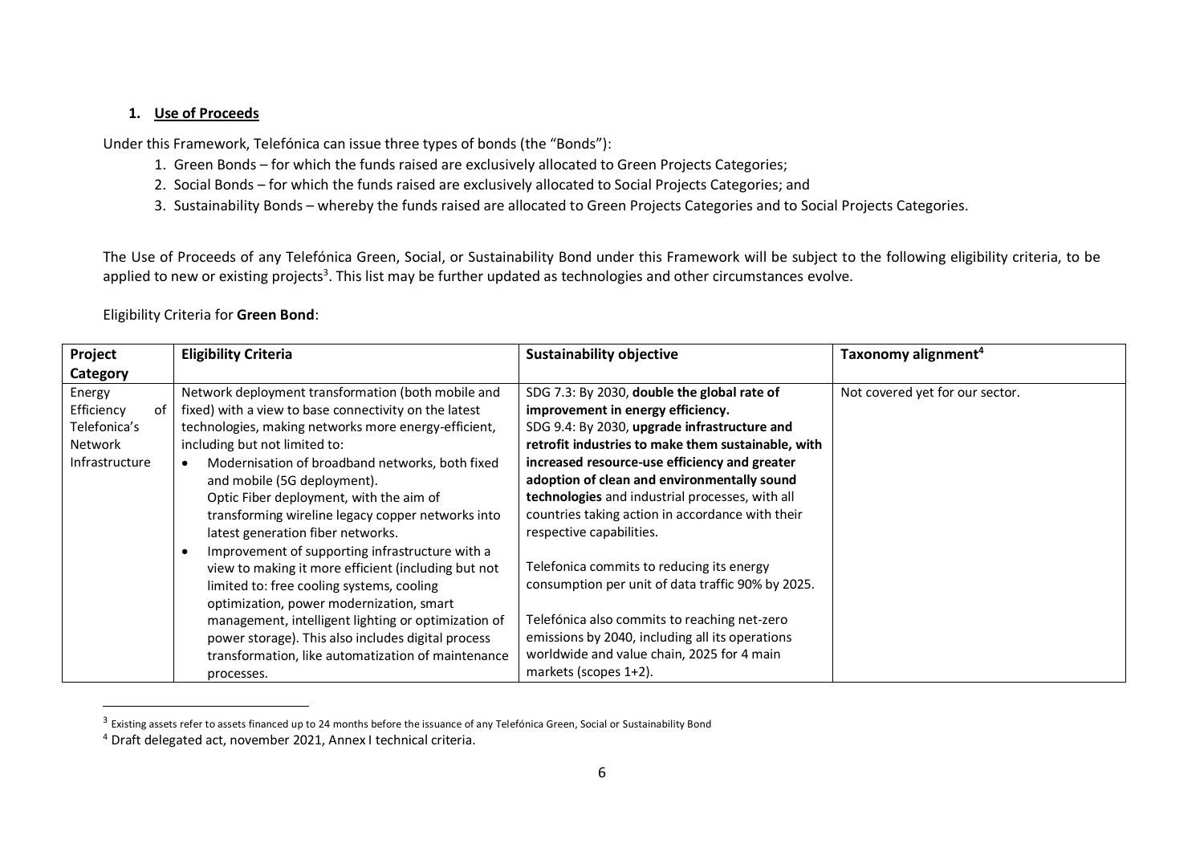## 1. Use of Proceeds

Under this Framework, Telefónica can issue three types of bonds (the "Bonds"):

1. Green Bonds – for which the funds raised are exclusively allocated to Green Projects Categories;
2. Social Bonds – for which the funds raised are exclusively allocated to Social Projects Categories; and
3. Sustainability Bonds – whereby the funds raised are allocated to Green Projects Categories and to Social Projects Categories.

The Use of Proceeds of any Telefónica Green, Social, or Sustainability Bond under this Framework will be subject to the following eligibility criteria, to be applied to new or existing projects[3]. This list may be further updated as technologies and other circumstances evolve.

Eligibility Criteria for **Green Bond**:

| Project Category | Eligibility Criteria | Sustainability objective | Taxonomy alignment[4] |
|---|---|---|---|
| Energy Efficiency of Telefonica's Network Infrastructure | Network deployment transformation (both mobile and fixed) with a view to base connectivity on the latest technologies, making networks more energy-efficient, including but not limited to:<br>• Modernisation of broadband networks, both fixed and mobile (5G deployment).<br>Optic Fiber deployment, with the aim of transforming wireline legacy copper networks into latest generation fiber networks.<br>• Improvement of supporting infrastructure with a view to making it more efficient (including but not limited to: free cooling systems, cooling optimization, power modernization, smart management, intelligent lighting or optimization of power storage). This also includes digital process transformation, like automatization of maintenance processes. | SDG 7.3: By 2030, **double the global rate of improvement in energy efficiency.**<br>SDG 9.4: By 2030, **upgrade infrastructure and retrofit industries to make them sustainable, with increased resource-use efficiency and greater adoption of clean and environmentally sound technologies** and industrial processes, with all countries taking action in accordance with their respective capabilities.<br><br>Telefonica commits to reducing its energy consumption per unit of data traffic 90% by 2025.<br><br>Telefónica also commits to reaching net-zero emissions by 2040, including all its operations worldwide and value chain, 2025 for 4 main markets (scopes 1+2). | Not covered yet for our sector. |

[3] Existing assets refer to assets financed up to 24 months before the issuance of any Telefónica Green, Social or Sustainability Bond

[4] Draft delegated act, november 2021, Annex I technical criteria.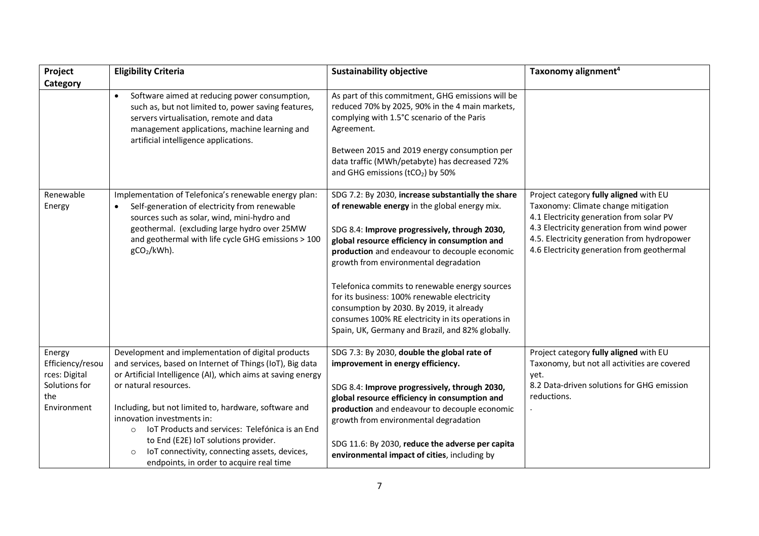| Project Category | Eligibility Criteria | Sustainability objective | Taxonomy alignment[4] |
|---|---|---|---|
| | • Software aimed at reducing power consumption, such as, but not limited to, power saving features, servers virtualisation, remote and data management applications, machine learning and artificial intelligence applications. | As part of this commitment, GHG emissions will be reduced 70% by 2025, 90% in the 4 main markets, complying with 1.5°C scenario of the Paris Agreement.<br><br>Between 2015 and 2019 energy consumption per data traffic (MWh/petabyte) has decreased 72% and GHG emissions ($tCO_2$) by 50% | |
| Renewable Energy | Implementation of Telefonica's renewable energy plan:<br>• Self-generation of electricity from renewable sources such as solar, wind, mini-hydro and geothermal. (excluding large hydro over 25MW and geothermal with life cycle GHG emissions > 100 $gCO_2$/kWh). | SDG 7.2: By 2030, **increase substantially the share of renewable energy** in the global energy mix.<br><br>SDG 8.4: **Improve progressively, through 2030, global resource efficiency in consumption and production** and endeavour to decouple economic growth from environmental degradation<br><br>Telefonica commits to renewable energy sources for its business: 100% renewable electricity consumption by 2030. By 2019, it already consumes 100% RE electricity in its operations in Spain, UK, Germany and Brazil, and 82% globally. | Project category **fully aligned** with EU Taxonomy: Climate change mitigation<br>4.1 Electricity generation from solar PV<br>4.3 Electricity generation from wind power<br>4.5. Electricity generation from hydropower<br>4.6 Electricity generation from geothermal |
| Energy Efficiency/resources: Digital Solutions for the Environment | Development and implementation of digital products and services, based on Internet of Things (IoT), Big data or Artificial Intelligence (AI), which aims at saving energy or natural resources.<br><br>Including, but not limited to, hardware, software and innovation investments in:<br>○ IoT Products and services: Telefónica is an End to End (E2E) IoT solutions provider.<br>○ IoT connectivity, connecting assets, devices, endpoints, in order to acquire real time | SDG 7.3: By 2030, **double the global rate of improvement in energy efficiency.**<br><br>SDG 8.4: **Improve progressively, through 2030, global resource efficiency in consumption and production** and endeavour to decouple economic growth from environmental degradation<br><br>SDG 11.6: By 2030, **reduce the adverse per capita environmental impact of cities**, including by | Project category **fully aligned** with EU Taxonomy, but not all activities are covered yet.<br>8.2 Data-driven solutions for GHG emission reductions.<br>. |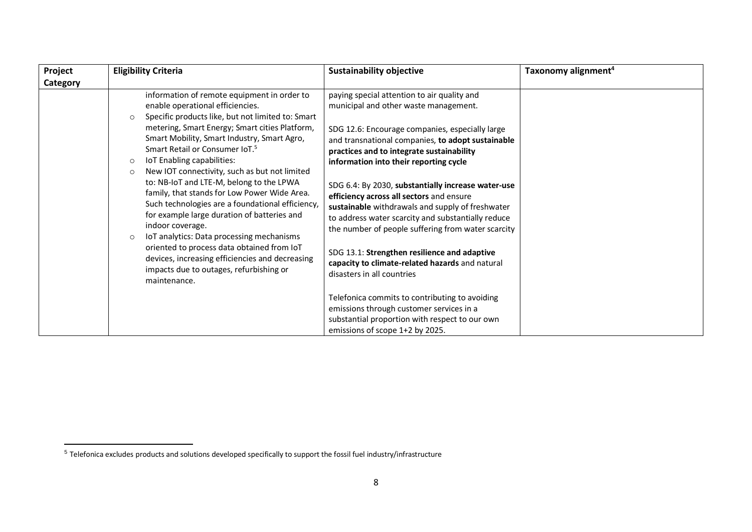| Project Category | Eligibility Criteria | Sustainability objective | Taxonomy alignment[4] |
|---|---|---|---|
| | information of remote equipment in order to enable operational efficiencies.<br>○ Specific products like, but not limited to: Smart metering, Smart Energy; Smart cities Platform, Smart Mobility, Smart Industry, Smart Agro, Smart Retail or Consumer IoT.[5]<br>○ IoT Enabling capabilities:<br>○ New IOT connectivity, such as but not limited to: NB-IoT and LTE-M, belong to the LPWA family, that stands for Low Power Wide Area. Such technologies are a foundational efficiency, for example large duration of batteries and indoor coverage.<br>○ IoT analytics: Data processing mechanisms oriented to process data obtained from IoT devices, increasing efficiencies and decreasing impacts due to outages, refurbishing or maintenance. | paying special attention to air quality and municipal and other waste management.<br><br>SDG 12.6: Encourage companies, especially large and transnational companies, **to adopt sustainable practices and to integrate sustainability information into their reporting cycle**<br><br>SDG 6.4: By 2030, **substantially increase water-use efficiency across all sectors** and ensure **sustainable** withdrawals and supply of freshwater to address water scarcity and substantially reduce the number of people suffering from water scarcity<br><br>SDG 13.1: **Strengthen resilience and adaptive capacity to climate-related hazards** and natural disasters in all countries<br><br>Telefonica commits to contributing to avoiding emissions through customer services in a substantial proportion with respect to our own emissions of scope 1+2 by 2025. | |

[5] Telefonica excludes products and solutions developed specifically to support the fossil fuel industry/infrastructure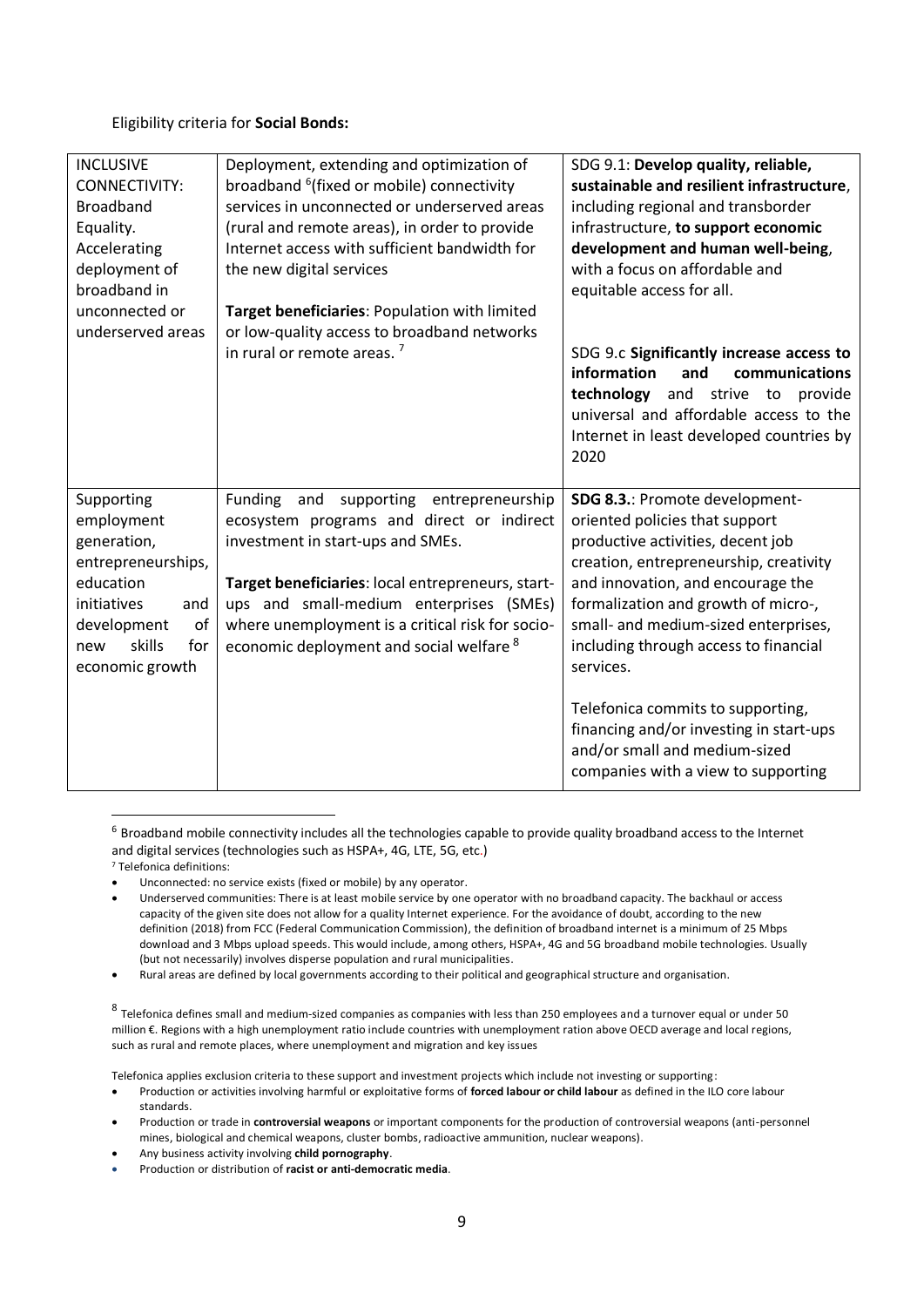Eligibility criteria for **Social Bonds:**

| | | |
|---|---|---|
| INCLUSIVE CONNECTIVITY: Broadband Equality. Accelerating deployment of broadband in unconnected or underserved areas | Deployment, extending and optimization of broadband [6](fixed or mobile) connectivity services in unconnected or underserved areas (rural and remote areas), in order to provide Internet access with sufficient bandwidth for the new digital services<br><br>**Target beneficiaries**: Population with limited or low-quality access to broadband networks in rural or remote areas. [7] | SDG 9.1: **Develop quality, reliable, sustainable and resilient infrastructure**, including regional and transborder infrastructure, **to support economic development and human well-being**, with a focus on affordable and equitable access for all.<br><br>SDG 9.c **Significantly increase access to information and communications technology** and strive to provide universal and affordable access to the Internet in least developed countries by 2020 |
| Supporting employment generation, entrepreneurships, education initiatives and development of new skills for economic growth | Funding and supporting entrepreneurship ecosystem programs and direct or indirect investment in start-ups and SMEs.<br><br>**Target beneficiaries**: local entrepreneurs, start-ups and small-medium enterprises (SMEs) where unemployment is a critical risk for socio-economic deployment and social welfare [8] | **SDG 8.3.**: Promote development-oriented policies that support productive activities, decent job creation, entrepreneurship, creativity and innovation, and encourage the formalization and growth of micro-, small- and medium-sized enterprises, including through access to financial services.<br><br>Telefonica commits to supporting, financing and/or investing in start-ups and/or small and medium-sized companies with a view to supporting |

[6] Broadband mobile connectivity includes all the technologies capable to provide quality broadband access to the Internet and digital services (technologies such as HSPA+, 4G, LTE, 5G, etc.)

[7] Telefonica definitions:

- Unconnected: no service exists (fixed or mobile) by any operator.
- Underserved communities: There is at least mobile service by one operator with no broadband capacity. The backhaul or access capacity of the given site does not allow for a quality Internet experience. For the avoidance of doubt, according to the new definition (2018) from FCC (Federal Communication Commission), the definition of broadband internet is a minimum of 25 Mbps download and 3 Mbps upload speeds. This would include, among others, HSPA+, 4G and 5G broadband mobile technologies. Usually (but not necessarily) involves disperse population and rural municipalities.
- Rural areas are defined by local governments according to their political and geographical structure and organisation.

[8] Telefonica defines small and medium-sized companies as companies with less than 250 employees and a turnover equal or under 50 million €. Regions with a high unemployment ratio include countries with unemployment ration above OECD average and local regions, such as rural and remote places, where unemployment and migration and key issues

Telefonica applies exclusion criteria to these support and investment projects which include not investing or supporting:

- Production or activities involving harmful or exploitative forms of **forced labour or child labour** as defined in the ILO core labour standards.
- Production or trade in **controversial weapons** or important components for the production of controversial weapons (anti-personnel mines, biological and chemical weapons, cluster bombs, radioactive ammunition, nuclear weapons).
- Any business activity involving **child pornography**.
- Production or distribution of **racist or anti-democratic media**.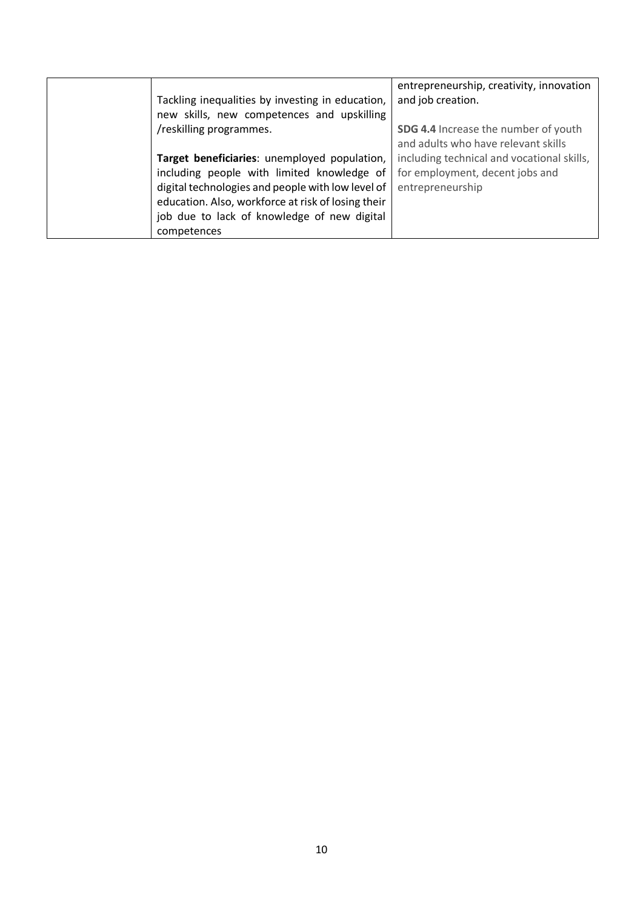| | | |
|---|---|---|
| | Tackling inequalities by investing in education, new skills, new competences and upskilling /reskilling programmes.<br><br>**Target beneficiaries**: unemployed population, including people with limited knowledge of digital technologies and people with low level of education. Also, workforce at risk of losing their job due to lack of knowledge of new digital competences | entrepreneurship, creativity, innovation and job creation.<br><br>**SDG 4.4** Increase the number of youth and adults who have relevant skills including technical and vocational skills, for employment, decent jobs and entrepreneurship |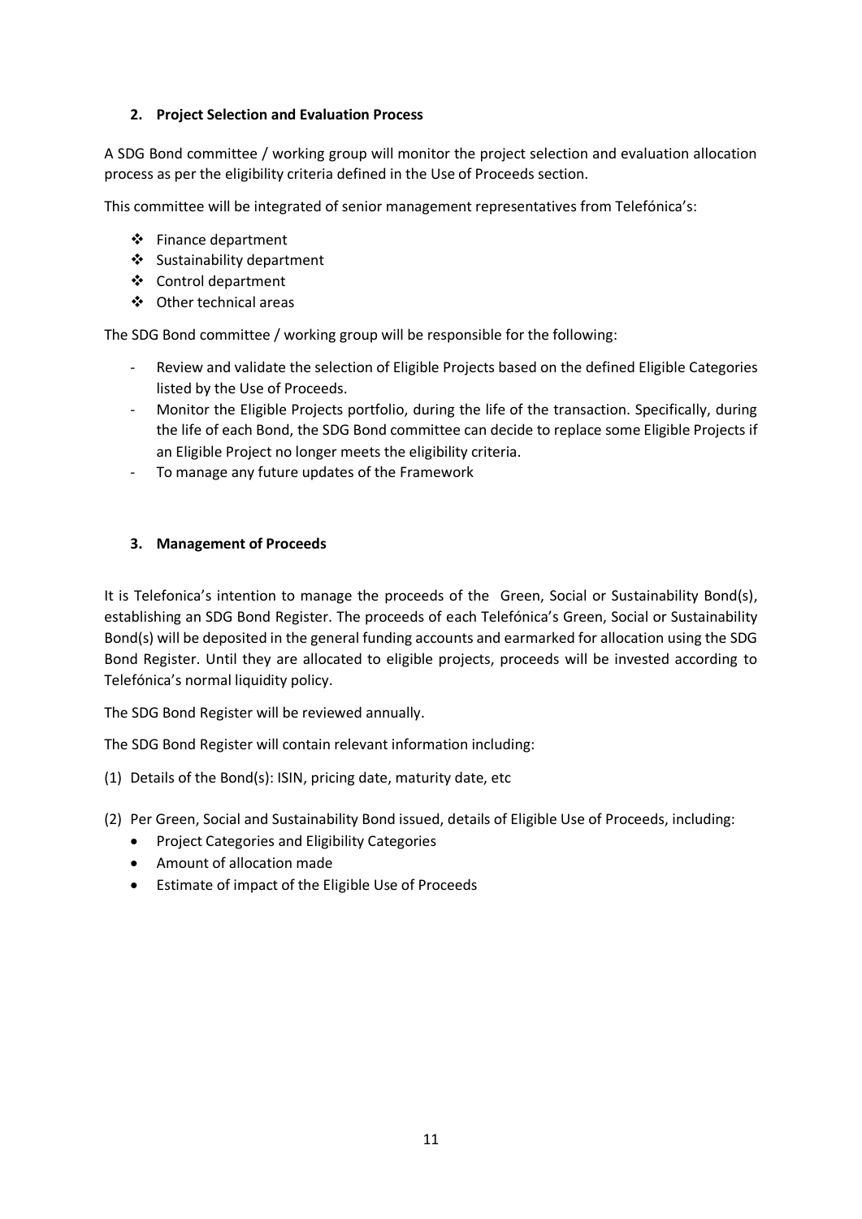## 2. Project Selection and Evaluation Process

A SDG Bond committee / working group will monitor the project selection and evaluation allocation process as per the eligibility criteria defined in the Use of Proceeds section.

This committee will be integrated of senior management representatives from Telefónica's:

- Finance department
- Sustainability department
- Control department
- Other technical areas

The SDG Bond committee / working group will be responsible for the following:

- Review and validate the selection of Eligible Projects based on the defined Eligible Categories listed by the Use of Proceeds.
- Monitor the Eligible Projects portfolio, during the life of the transaction. Specifically, during the life of each Bond, the SDG Bond committee can decide to replace some Eligible Projects if an Eligible Project no longer meets the eligibility criteria.
- To manage any future updates of the Framework

## 3. Management of Proceeds

It is Telefonica's intention to manage the proceeds of the Green, Social or Sustainability Bond(s), establishing an SDG Bond Register. The proceeds of each Telefónica's Green, Social or Sustainability Bond(s) will be deposited in the general funding accounts and earmarked for allocation using the SDG Bond Register. Until they are allocated to eligible projects, proceeds will be invested according to Telefónica's normal liquidity policy.

The SDG Bond Register will be reviewed annually.

The SDG Bond Register will contain relevant information including:

(1) Details of the Bond(s): ISIN, pricing date, maturity date, etc

(2) Per Green, Social and Sustainability Bond issued, details of Eligible Use of Proceeds, including:
   - Project Categories and Eligibility Categories
   - Amount of allocation made
   - Estimate of impact of the Eligible Use of Proceeds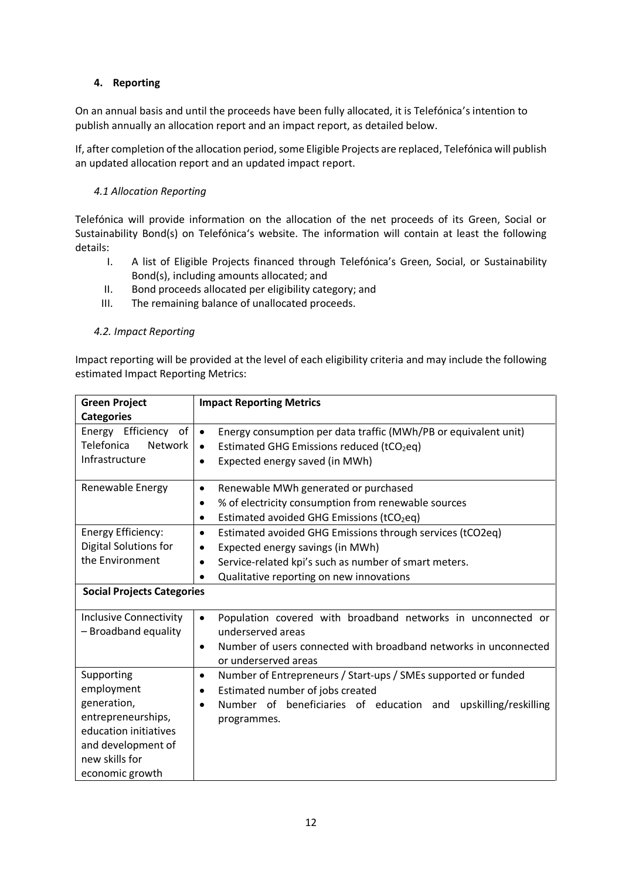## 4. Reporting

On an annual basis and until the proceeds have been fully allocated, it is Telefónica's intention to publish annually an allocation report and an impact report, as detailed below.

If, after completion of the allocation period, some Eligible Projects are replaced, Telefónica will publish an updated allocation report and an updated impact report.

### *4.1 Allocation Reporting*

Telefónica will provide information on the allocation of the net proceeds of its Green, Social or Sustainability Bond(s) on Telefónica's website. The information will contain at least the following details:

I. A list of Eligible Projects financed through Telefónica's Green, Social, or Sustainability Bond(s), including amounts allocated; and
II. Bond proceeds allocated per eligibility category; and
III. The remaining balance of unallocated proceeds.

### *4.2. Impact Reporting*

Impact reporting will be provided at the level of each eligibility criteria and may include the following estimated Impact Reporting Metrics:

| **Green Project Categories** | **Impact Reporting Metrics** |
|---|---|
| Energy Efficiency of Telefonica Network Infrastructure | • Energy consumption per data traffic (MWh/PB or equivalent unit)<br>• Estimated GHG Emissions reduced ($tCO_2eq$)<br>• Expected energy saved (in MWh) |
| Renewable Energy | • Renewable MWh generated or purchased<br>• % of electricity consumption from renewable sources<br>• Estimated avoided GHG Emissions ($tCO_2eq$) |
| Energy Efficiency: Digital Solutions for the Environment | • Estimated avoided GHG Emissions through services (tCO2eq)<br>• Expected energy savings (in MWh)<br>• Service-related kpi's such as number of smart meters.<br>• Qualitative reporting on new innovations |
| **Social Projects Categories** | |
| Inclusive Connectivity – Broadband equality | • Population covered with broadband networks in unconnected or underserved areas<br>• Number of users connected with broadband networks in unconnected or underserved areas |
| Supporting employment generation, entrepreneurships, education initiatives and development of new skills for economic growth | • Number of Entrepreneurs / Start-ups / SMEs supported or funded<br>• Estimated number of jobs created<br>• Number of beneficiaries of education and upskilling/reskilling programmes. |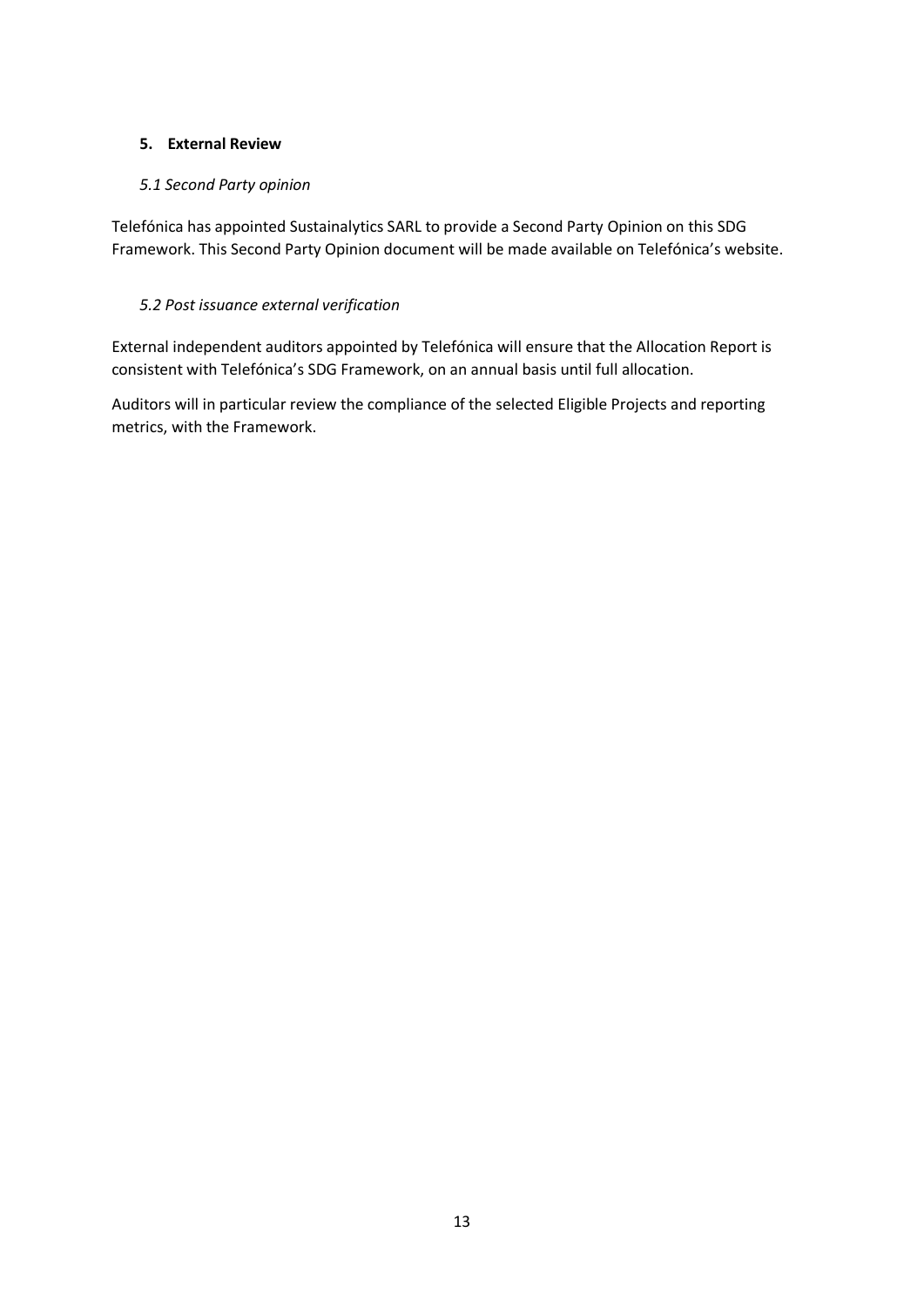## 5. External Review

### *5.1 Second Party opinion*

Telefónica has appointed Sustainalytics SARL to provide a Second Party Opinion on this SDG Framework. This Second Party Opinion document will be made available on Telefónica's website.

### *5.2 Post issuance external verification*

External independent auditors appointed by Telefónica will ensure that the Allocation Report is consistent with Telefónica's SDG Framework, on an annual basis until full allocation.

Auditors will in particular review the compliance of the selected Eligible Projects and reporting metrics, with the Framework.